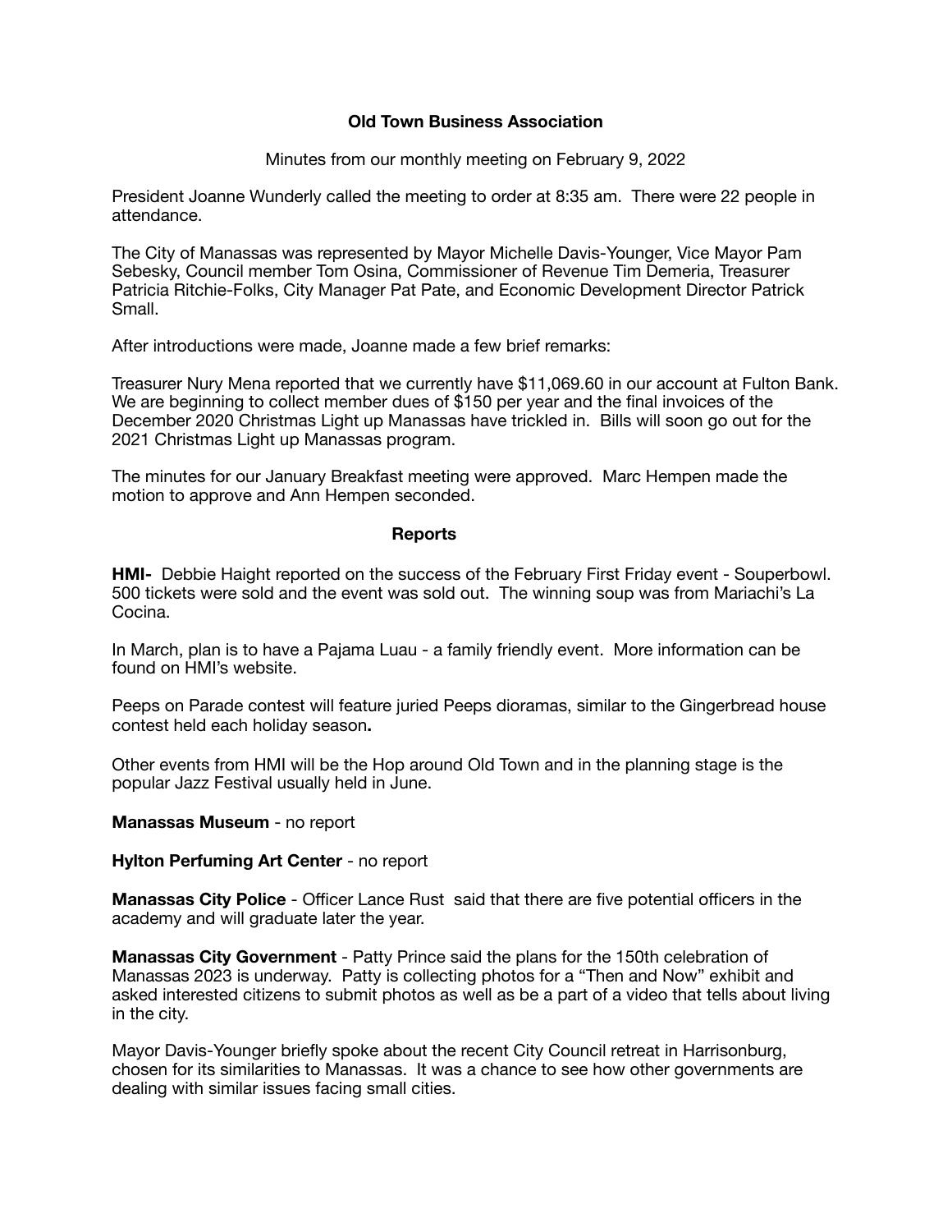**Old Town Business Association**

Minutes from our monthly meeting on February 9, 2022

President Joanne Wunderly called the meeting to order at 8:35 am. There were 22 people in attendance.

The City of Manassas was represented by Mayor Michelle Davis-Younger, Vice Mayor Pam Sebesky, Council member Tom Osina, Commissioner of Revenue Tim Demeria, Treasurer Patricia Ritchie-Folks, City Manager Pat Pate, and Economic Development Director Patrick Small.

After introductions were made, Joanne made a few brief remarks:

Treasurer Nury Mena reported that we currently have $11,069.60 in our account at Fulton Bank. We are beginning to collect member dues of $150 per year and the final invoices of the December 2020 Christmas Light up Manassas have trickled in. Bills will soon go out for the 2021 Christmas Light up Manassas program.

The minutes for our January Breakfast meeting were approved. Marc Hempen made the motion to approve and Ann Hempen seconded.

**Reports**

**HMI-** Debbie Haight reported on the success of the February First Friday event - Souperbowl. 500 tickets were sold and the event was sold out. The winning soup was from Mariachi's La Cocina.

In March, plan is to have a Pajama Luau - a family friendly event. More information can be found on HMI's website.

Peeps on Parade contest will feature juried Peeps dioramas, similar to the Gingerbread house contest held each holiday season**.**

Other events from HMI will be the Hop around Old Town and in the planning stage is the popular Jazz Festival usually held in June.

**Manassas Museum** - no report

**Hylton Perfuming Art Center** - no report

**Manassas City Police** - Officer Lance Rust said that there are five potential officers in the academy and will graduate later the year.

**Manassas City Government** - Patty Prince said the plans for the 150th celebration of Manassas 2023 is underway. Patty is collecting photos for a "Then and Now" exhibit and asked interested citizens to submit photos as well as be a part of a video that tells about living in the city.

Mayor Davis-Younger briefly spoke about the recent City Council retreat in Harrisonburg, chosen for its similarities to Manassas. It was a chance to see how other governments are dealing with similar issues facing small cities.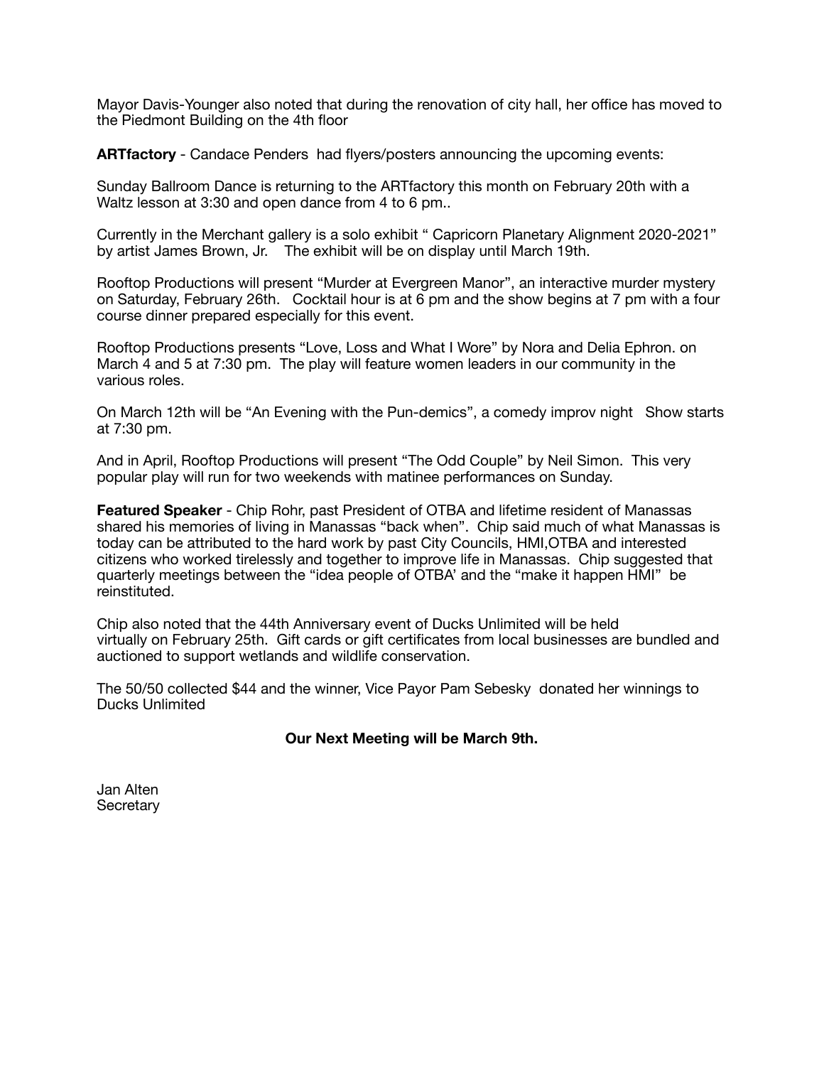Mayor Davis-Younger also noted that during the renovation of city hall, her office has moved to the Piedmont Building on the 4th floor

**ARTfactory** - Candace Penders had flyers/posters announcing the upcoming events:

Sunday Ballroom Dance is returning to the ARTfactory this month on February 20th with a Waltz lesson at 3:30 and open dance from 4 to 6 pm..

Currently in the Merchant gallery is a solo exhibit " Capricorn Planetary Alignment 2020-2021" by artist James Brown, Jr. The exhibit will be on display until March 19th.

Rooftop Productions will present "Murder at Evergreen Manor", an interactive murder mystery on Saturday, February 26th. Cocktail hour is at 6 pm and the show begins at 7 pm with a four course dinner prepared especially for this event.

Rooftop Productions presents "Love, Loss and What I Wore" by Nora and Delia Ephron. on March 4 and 5 at 7:30 pm. The play will feature women leaders in our community in the various roles.

On March 12th will be "An Evening with the Pun-demics", a comedy improv night Show starts at 7:30 pm.

And in April, Rooftop Productions will present "The Odd Couple" by Neil Simon. This very popular play will run for two weekends with matinee performances on Sunday.

**Featured Speaker** - Chip Rohr, past President of OTBA and lifetime resident of Manassas shared his memories of living in Manassas "back when". Chip said much of what Manassas is today can be attributed to the hard work by past City Councils, HMI,OTBA and interested citizens who worked tirelessly and together to improve life in Manassas. Chip suggested that quarterly meetings between the "idea people of OTBA' and the "make it happen HMI" be reinstituted.

Chip also noted that the 44th Anniversary event of Ducks Unlimited will be held virtually on February 25th. Gift cards or gift certificates from local businesses are bundled and auctioned to support wetlands and wildlife conservation.

The 50/50 collected $44 and the winner, Vice Payor Pam Sebesky donated her winnings to Ducks Unlimited

**Our Next Meeting will be March 9th.**

Jan Alten
Secretary